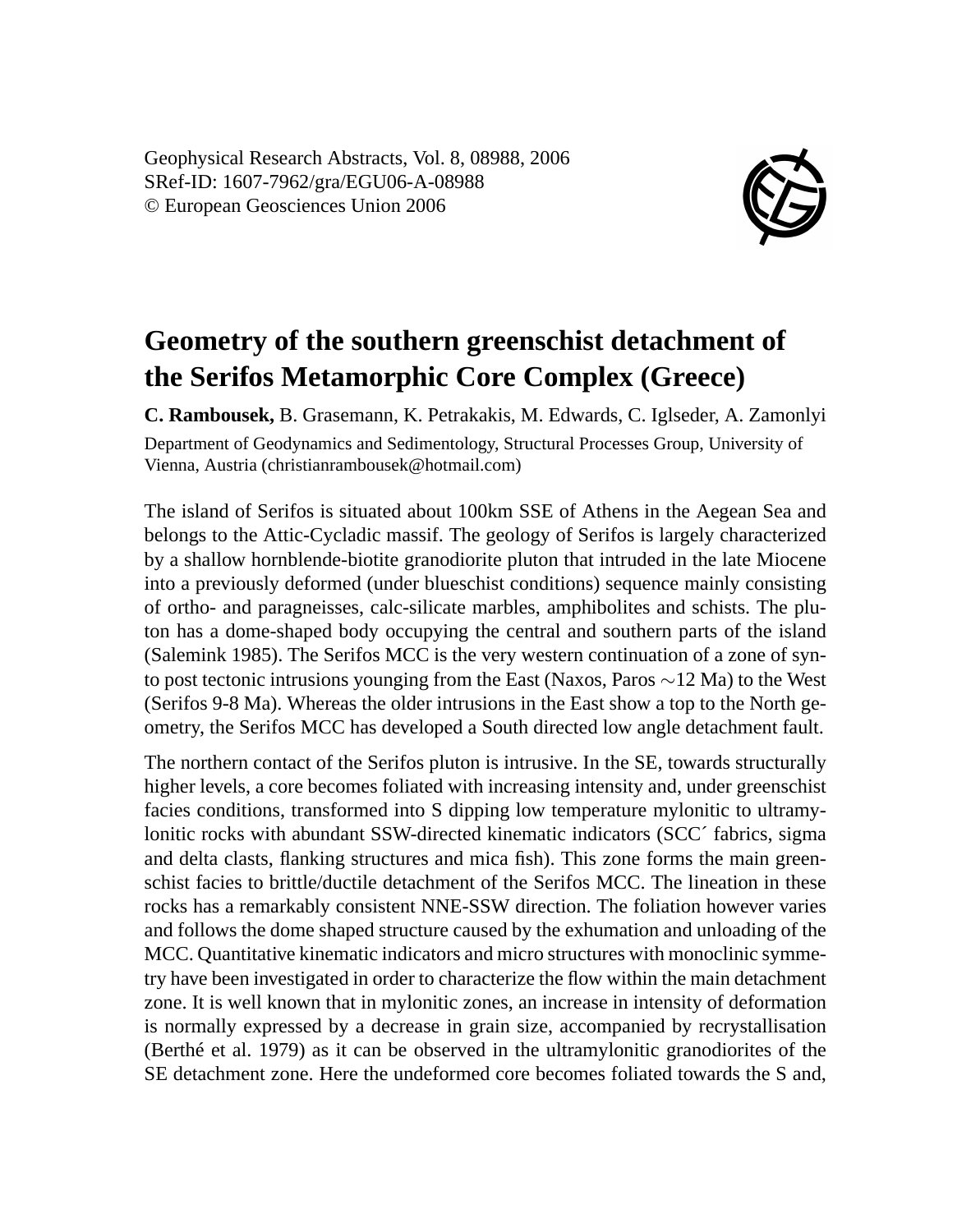Geophysical Research Abstracts, Vol. 8, 08988, 2006
SRef-ID: 1607-7962/gra/EGU06-A-08988
© European Geosciences Union 2006

# Geometry of the southern greenschist detachment of the Serifos Metamorphic Core Complex (Greece)

**C. Rambousek,** B. Grasemann, K. Petrakakis, M. Edwards, C. Iglseder, A. Zamonlyi

Department of Geodynamics and Sedimentology, Structural Processes Group, University of Vienna, Austria (christianrambousek@hotmail.com)

The island of Serifos is situated about 100km SSE of Athens in the Aegean Sea and belongs to the Attic-Cycladic massif. The geology of Serifos is largely characterized by a shallow hornblende-biotite granodiorite pluton that intruded in the late Miocene into a previously deformed (under blueschist conditions) sequence mainly consisting of ortho- and paragneisses, calc-silicate marbles, amphibolites and schists. The pluton has a dome-shaped body occupying the central and southern parts of the island (Salemink 1985). The Serifos MCC is the very western continuation of a zone of syn- to post tectonic intrusions younging from the East (Naxos, Paros $\sim$12 Ma) to the West (Serifos 9-8 Ma). Whereas the older intrusions in the East show a top to the North geometry, the Serifos MCC has developed a South directed low angle detachment fault.

The northern contact of the Serifos pluton is intrusive. In the SE, towards structurally higher levels, a core becomes foliated with increasing intensity and, under greenschist facies conditions, transformed into S dipping low temperature mylonitic to ultramylonitic rocks with abundant SSW-directed kinematic indicators (SCC´ fabrics, sigma and delta clasts, flanking structures and mica fish). This zone forms the main greenschist facies to brittle/ductile detachment of the Serifos MCC. The lineation in these rocks has a remarkably consistent NNE-SSW direction. The foliation however varies and follows the dome shaped structure caused by the exhumation and unloading of the MCC. Quantitative kinematic indicators and micro structures with monoclinic symmetry have been investigated in order to characterize the flow within the main detachment zone. It is well known that in mylonitic zones, an increase in intensity of deformation is normally expressed by a decrease in grain size, accompanied by recrystallisation (Berthé et al. 1979) as it can be observed in the ultramylonitic granodiorites of the SE detachment zone. Here the undeformed core becomes foliated towards the S and,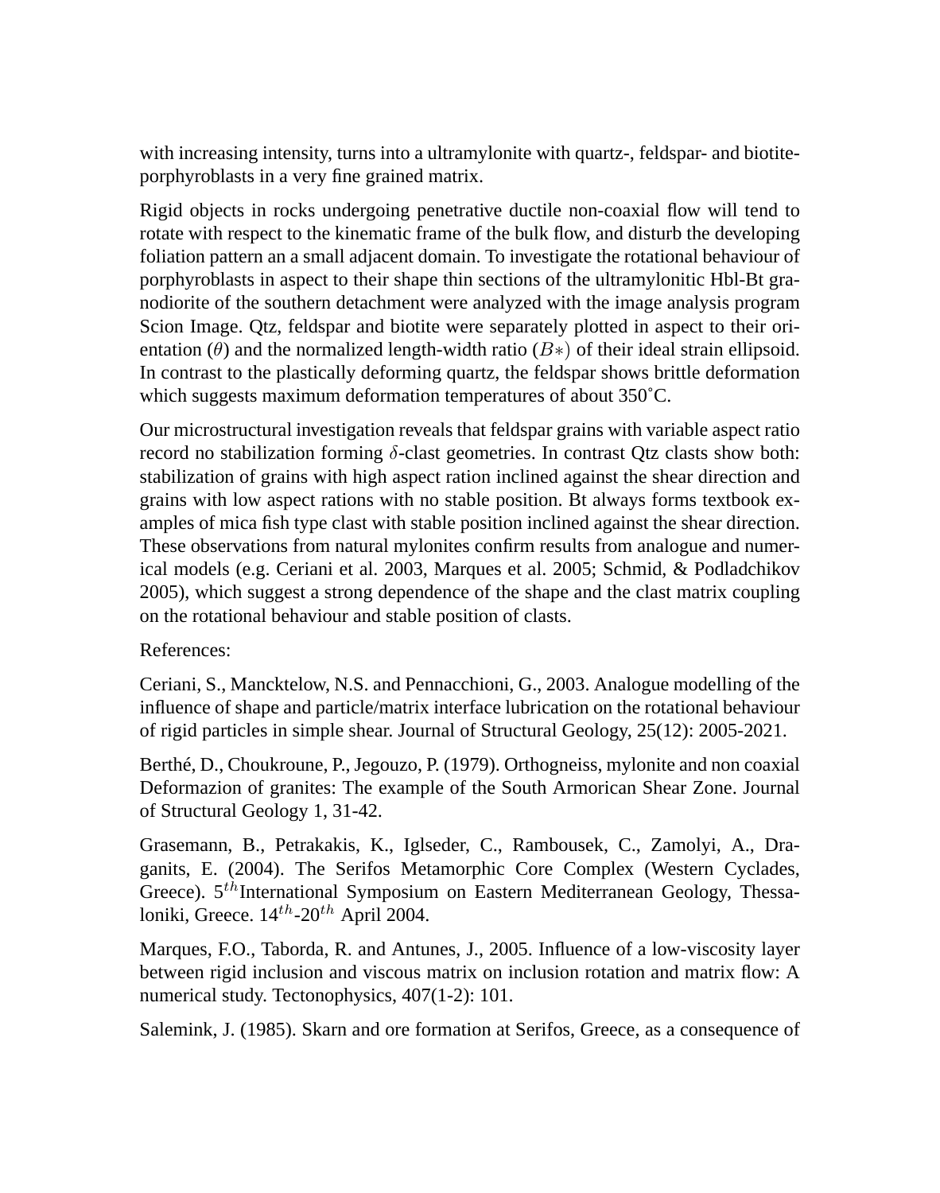with increasing intensity, turns into a ultramylonite with quartz-, feldspar- and biotite-porphyroblasts in a very fine grained matrix.

Rigid objects in rocks undergoing penetrative ductile non-coaxial flow will tend to rotate with respect to the kinematic frame of the bulk flow, and disturb the developing foliation pattern an a small adjacent domain. To investigate the rotational behaviour of porphyroblasts in aspect to their shape thin sections of the ultramylonitic Hbl-Bt granodiorite of the southern detachment were analyzed with the image analysis program Scion Image. Qtz, feldspar and biotite were separately plotted in aspect to their orientation ($\theta$) and the normalized length-width ratio ($B*$) of their ideal strain ellipsoid. In contrast to the plastically deforming quartz, the feldspar shows brittle deformation which suggests maximum deformation temperatures of about 350˚C.

Our microstructural investigation reveals that feldspar grains with variable aspect ratio record no stabilization forming $\delta$-clast geometries. In contrast Qtz clasts show both: stabilization of grains with high aspect ration inclined against the shear direction and grains with low aspect rations with no stable position. Bt always forms textbook examples of mica fish type clast with stable position inclined against the shear direction. These observations from natural mylonites confirm results from analogue and numerical models (e.g. Ceriani et al. 2003, Marques et al. 2005; Schmid, & Podladchikov 2005), which suggest a strong dependence of the shape and the clast matrix coupling on the rotational behaviour and stable position of clasts.

References:

Ceriani, S., Mancktelow, N.S. and Pennacchioni, G., 2003. Analogue modelling of the influence of shape and particle/matrix interface lubrication on the rotational behaviour of rigid particles in simple shear. Journal of Structural Geology, 25(12): 2005-2021.

Berthé, D., Choukroune, P., Jegouzo, P. (1979). Orthogneiss, mylonite and non coaxial Deformazion of granites: The example of the South Armorican Shear Zone. Journal of Structural Geology 1, 31-42.

Grasemann, B., Petrakakis, K., Iglseder, C., Rambousek, C., Zamolyi, A., Draganits, E. (2004). The Serifos Metamorphic Core Complex (Western Cyclades, Greece). $5^{th}$International Symposium on Eastern Mediterranean Geology, Thessaloniki, Greece. $14^{th}$-$20^{th}$ April 2004.

Marques, F.O., Taborda, R. and Antunes, J., 2005. Influence of a low-viscosity layer between rigid inclusion and viscous matrix on inclusion rotation and matrix flow: A numerical study. Tectonophysics, 407(1-2): 101.

Salemink, J. (1985). Skarn and ore formation at Serifos, Greece, as a consequence of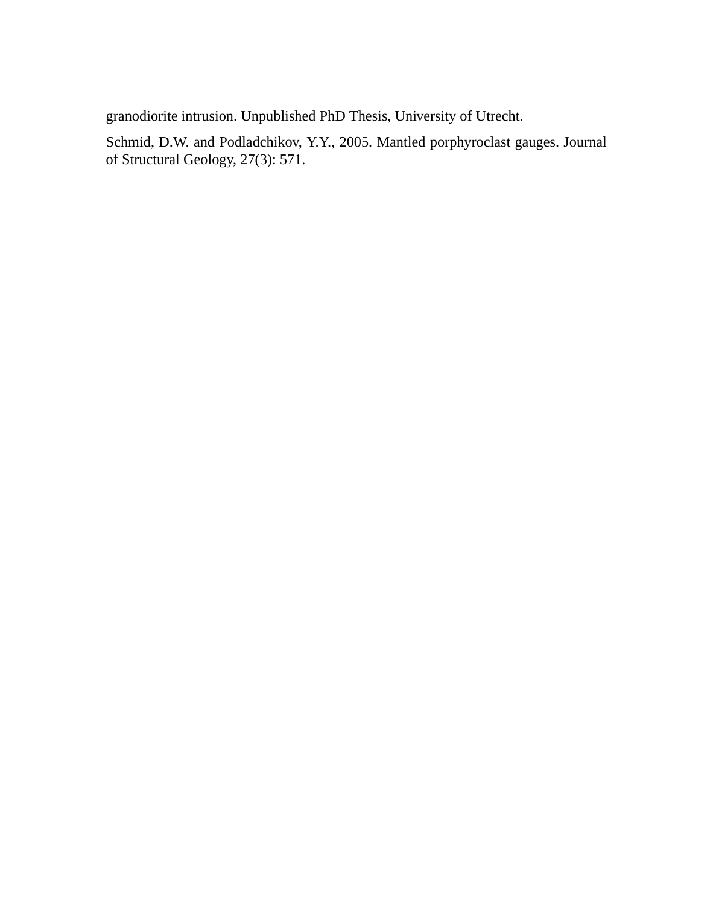granodiorite intrusion. Unpublished PhD Thesis, University of Utrecht.

Schmid, D.W. and Podladchikov, Y.Y., 2005. Mantled porphyroclast gauges. Journal of Structural Geology, 27(3): 571.